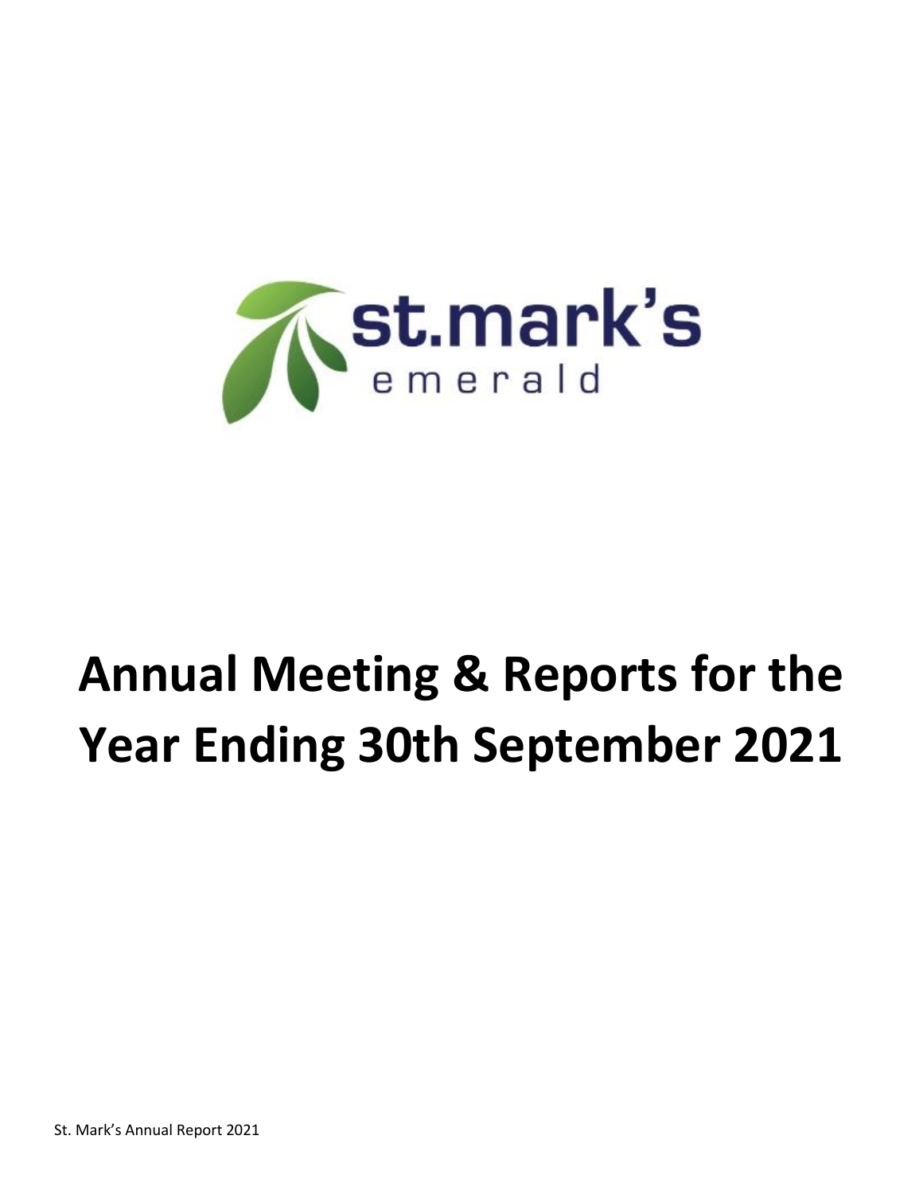st.mark's
emerald

# Annual Meeting & Reports for the Year Ending 30th September 2021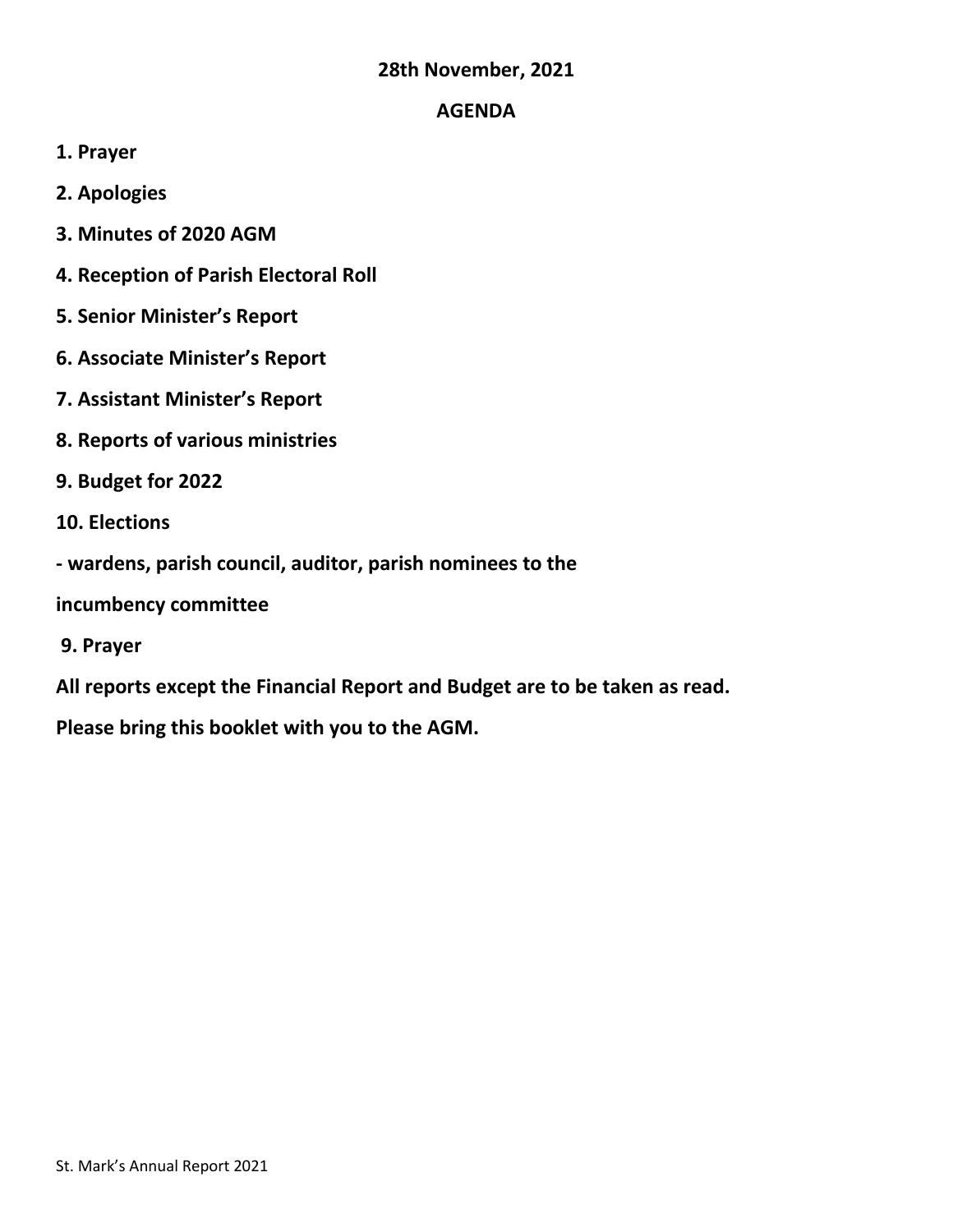**28th November, 2021**

## AGENDA

**1. Prayer**

**2. Apologies**

**3. Minutes of 2020 AGM**

**4. Reception of Parish Electoral Roll**

**5. Senior Minister's Report**

**6. Associate Minister's Report**

**7. Assistant Minister's Report**

**8. Reports of various ministries**

**9. Budget for 2022**

**10. Elections**

**- wardens, parish council, auditor, parish nominees to the incumbency committee**

**9. Prayer**

**All reports except the Financial Report and Budget are to be taken as read.**

**Please bring this booklet with you to the AGM.**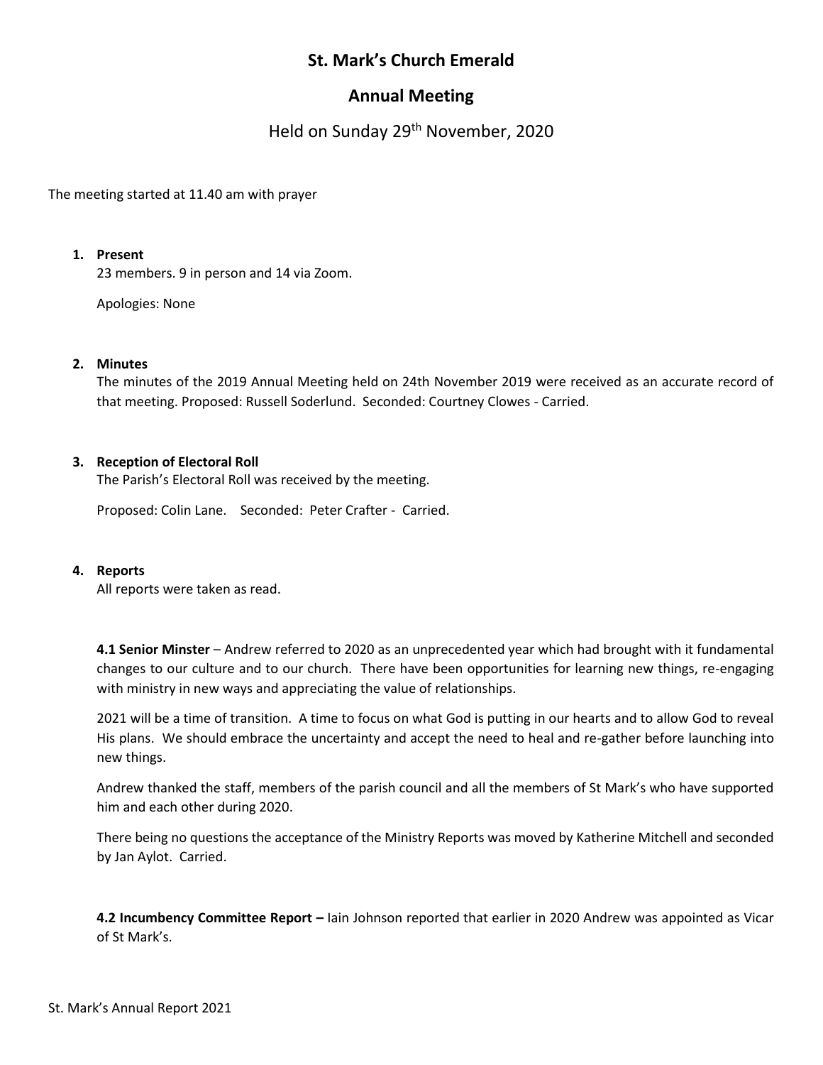# St. Mark's Church Emerald

## Annual Meeting

### Held on Sunday 29th November, 2020

The meeting started at 11.40 am with prayer

1. **Present**

   23 members. 9 in person and 14 via Zoom.

   Apologies: None

2. **Minutes**

   The minutes of the 2019 Annual Meeting held on 24th November 2019 were received as an accurate record of that meeting. Proposed: Russell Soderlund. Seconded: Courtney Clowes - Carried.

3. **Reception of Electoral Roll**

   The Parish's Electoral Roll was received by the meeting.

   Proposed: Colin Lane. Seconded: Peter Crafter - Carried.

4. **Reports**

   All reports were taken as read.

   **4.1 Senior Minster** – Andrew referred to 2020 as an unprecedented year which had brought with it fundamental changes to our culture and to our church. There have been opportunities for learning new things, re-engaging with ministry in new ways and appreciating the value of relationships.

   2021 will be a time of transition. A time to focus on what God is putting in our hearts and to allow God to reveal His plans. We should embrace the uncertainty and accept the need to heal and re-gather before launching into new things.

   Andrew thanked the staff, members of the parish council and all the members of St Mark's who have supported him and each other during 2020.

   There being no questions the acceptance of the Ministry Reports was moved by Katherine Mitchell and seconded by Jan Aylot. Carried.

   **4.2 Incumbency Committee Report –** Iain Johnson reported that earlier in 2020 Andrew was appointed as Vicar of St Mark's.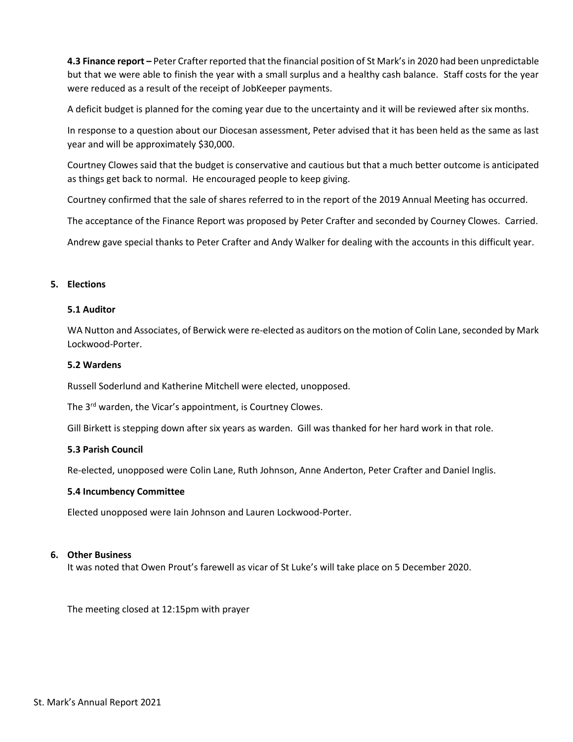**4.3 Finance report –** Peter Crafter reported that the financial position of St Mark's in 2020 had been unpredictable but that we were able to finish the year with a small surplus and a healthy cash balance. Staff costs for the year were reduced as a result of the receipt of JobKeeper payments.

A deficit budget is planned for the coming year due to the uncertainty and it will be reviewed after six months.

In response to a question about our Diocesan assessment, Peter advised that it has been held as the same as last year and will be approximately $30,000.

Courtney Clowes said that the budget is conservative and cautious but that a much better outcome is anticipated as things get back to normal. He encouraged people to keep giving.

Courtney confirmed that the sale of shares referred to in the report of the 2019 Annual Meeting has occurred.

The acceptance of the Finance Report was proposed by Peter Crafter and seconded by Courney Clowes. Carried.

Andrew gave special thanks to Peter Crafter and Andy Walker for dealing with the accounts in this difficult year.

## 5. Elections

### 5.1 Auditor

WA Nutton and Associates, of Berwick were re-elected as auditors on the motion of Colin Lane, seconded by Mark Lockwood-Porter.

### 5.2 Wardens

Russell Soderlund and Katherine Mitchell were elected, unopposed.

The 3rd warden, the Vicar's appointment, is Courtney Clowes.

Gill Birkett is stepping down after six years as warden. Gill was thanked for her hard work in that role.

### 5.3 Parish Council

Re-elected, unopposed were Colin Lane, Ruth Johnson, Anne Anderton, Peter Crafter and Daniel Inglis.

### 5.4 Incumbency Committee

Elected unopposed were Iain Johnson and Lauren Lockwood-Porter.

## 6. Other Business

It was noted that Owen Prout's farewell as vicar of St Luke's will take place on 5 December 2020.

The meeting closed at 12:15pm with prayer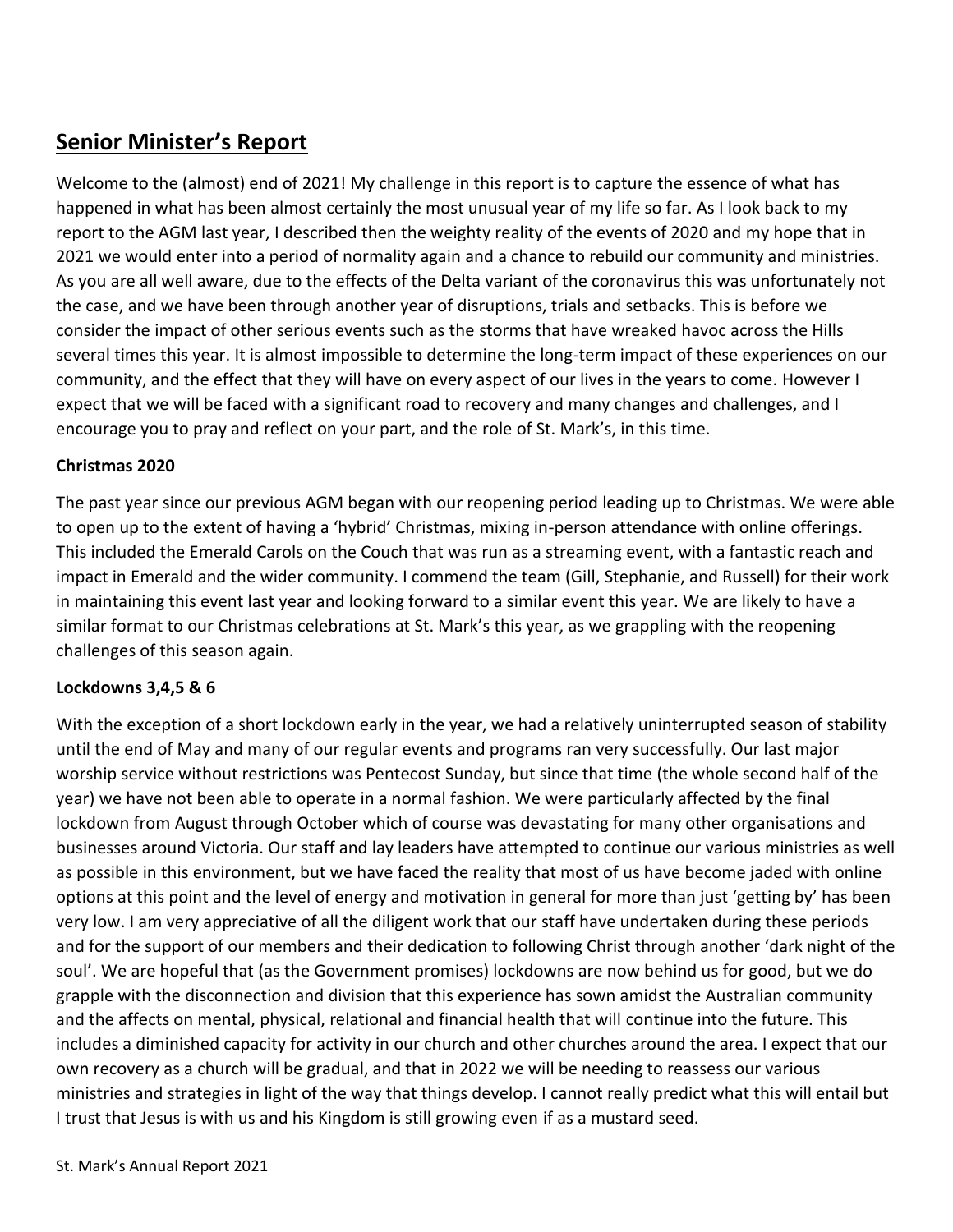## Senior Minister's Report

Welcome to the (almost) end of 2021! My challenge in this report is to capture the essence of what has happened in what has been almost certainly the most unusual year of my life so far. As I look back to my report to the AGM last year, I described then the weighty reality of the events of 2020 and my hope that in 2021 we would enter into a period of normality again and a chance to rebuild our community and ministries. As you are all well aware, due to the effects of the Delta variant of the coronavirus this was unfortunately not the case, and we have been through another year of disruptions, trials and setbacks. This is before we consider the impact of other serious events such as the storms that have wreaked havoc across the Hills several times this year. It is almost impossible to determine the long-term impact of these experiences on our community, and the effect that they will have on every aspect of our lives in the years to come. However I expect that we will be faced with a significant road to recovery and many changes and challenges, and I encourage you to pray and reflect on your part, and the role of St. Mark's, in this time.

**Christmas 2020**

The past year since our previous AGM began with our reopening period leading up to Christmas. We were able to open up to the extent of having a 'hybrid' Christmas, mixing in-person attendance with online offerings. This included the Emerald Carols on the Couch that was run as a streaming event, with a fantastic reach and impact in Emerald and the wider community. I commend the team (Gill, Stephanie, and Russell) for their work in maintaining this event last year and looking forward to a similar event this year. We are likely to have a similar format to our Christmas celebrations at St. Mark's this year, as we grappling with the reopening challenges of this season again.

**Lockdowns 3,4,5 & 6**

With the exception of a short lockdown early in the year, we had a relatively uninterrupted season of stability until the end of May and many of our regular events and programs ran very successfully. Our last major worship service without restrictions was Pentecost Sunday, but since that time (the whole second half of the year) we have not been able to operate in a normal fashion. We were particularly affected by the final lockdown from August through October which of course was devastating for many other organisations and businesses around Victoria. Our staff and lay leaders have attempted to continue our various ministries as well as possible in this environment, but we have faced the reality that most of us have become jaded with online options at this point and the level of energy and motivation in general for more than just 'getting by' has been very low. I am very appreciative of all the diligent work that our staff have undertaken during these periods and for the support of our members and their dedication to following Christ through another 'dark night of the soul'. We are hopeful that (as the Government promises) lockdowns are now behind us for good, but we do grapple with the disconnection and division that this experience has sown amidst the Australian community and the affects on mental, physical, relational and financial health that will continue into the future. This includes a diminished capacity for activity in our church and other churches around the area. I expect that our own recovery as a church will be gradual, and that in 2022 we will be needing to reassess our various ministries and strategies in light of the way that things develop. I cannot really predict what this will entail but I trust that Jesus is with us and his Kingdom is still growing even if as a mustard seed.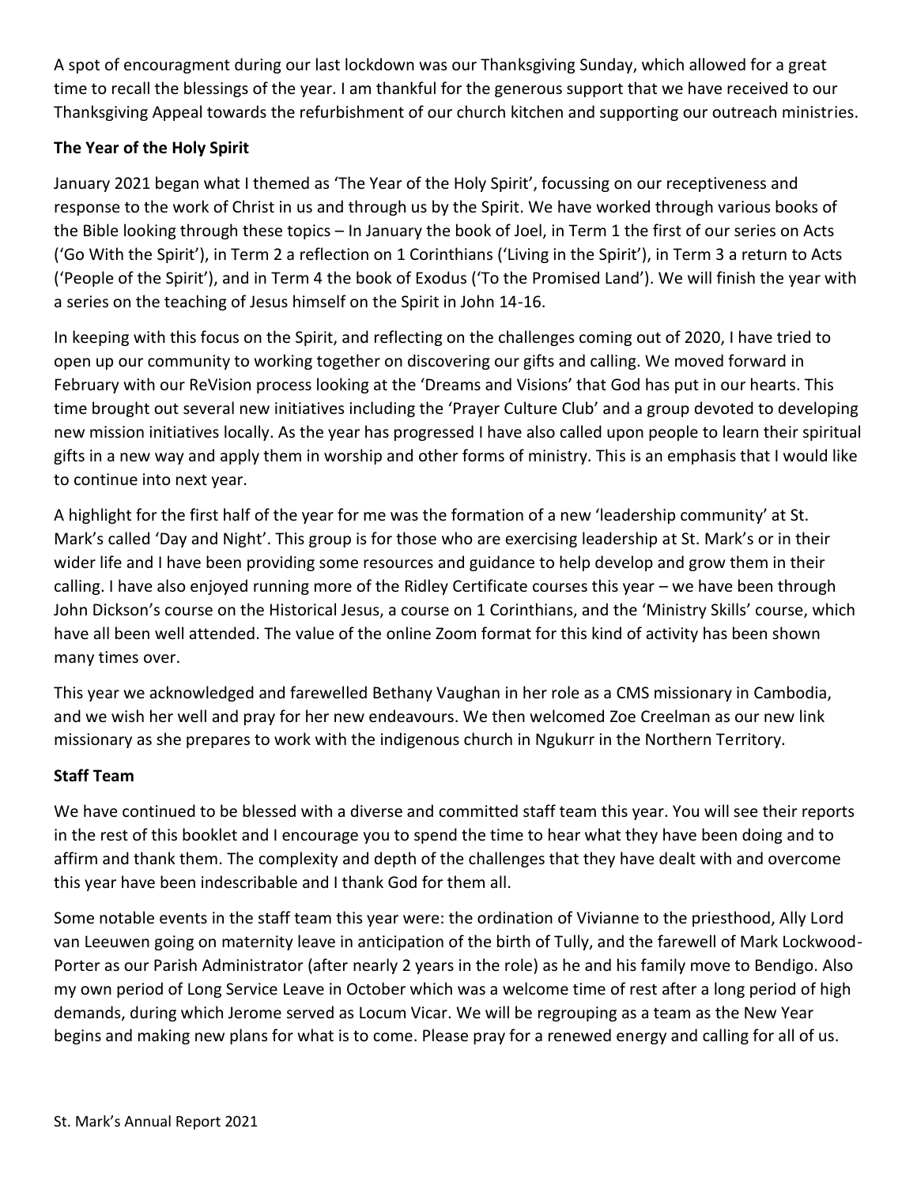A spot of encouragment during our last lockdown was our Thanksgiving Sunday, which allowed for a great time to recall the blessings of the year. I am thankful for the generous support that we have received to our Thanksgiving Appeal towards the refurbishment of our church kitchen and supporting our outreach ministries.

**The Year of the Holy Spirit**

January 2021 began what I themed as 'The Year of the Holy Spirit', focussing on our receptiveness and response to the work of Christ in us and through us by the Spirit. We have worked through various books of the Bible looking through these topics – In January the book of Joel, in Term 1 the first of our series on Acts ('Go With the Spirit'), in Term 2 a reflection on 1 Corinthians ('Living in the Spirit'), in Term 3 a return to Acts ('People of the Spirit'), and in Term 4 the book of Exodus ('To the Promised Land'). We will finish the year with a series on the teaching of Jesus himself on the Spirit in John 14-16.

In keeping with this focus on the Spirit, and reflecting on the challenges coming out of 2020, I have tried to open up our community to working together on discovering our gifts and calling. We moved forward in February with our ReVision process looking at the 'Dreams and Visions' that God has put in our hearts. This time brought out several new initiatives including the 'Prayer Culture Club' and a group devoted to developing new mission initiatives locally. As the year has progressed I have also called upon people to learn their spiritual gifts in a new way and apply them in worship and other forms of ministry. This is an emphasis that I would like to continue into next year.

A highlight for the first half of the year for me was the formation of a new 'leadership community' at St. Mark's called 'Day and Night'. This group is for those who are exercising leadership at St. Mark's or in their wider life and I have been providing some resources and guidance to help develop and grow them in their calling. I have also enjoyed running more of the Ridley Certificate courses this year – we have been through John Dickson's course on the Historical Jesus, a course on 1 Corinthians, and the 'Ministry Skills' course, which have all been well attended. The value of the online Zoom format for this kind of activity has been shown many times over.

This year we acknowledged and farewelled Bethany Vaughan in her role as a CMS missionary in Cambodia, and we wish her well and pray for her new endeavours. We then welcomed Zoe Creelman as our new link missionary as she prepares to work with the indigenous church in Ngukurr in the Northern Territory.

**Staff Team**

We have continued to be blessed with a diverse and committed staff team this year. You will see their reports in the rest of this booklet and I encourage you to spend the time to hear what they have been doing and to affirm and thank them. The complexity and depth of the challenges that they have dealt with and overcome this year have been indescribable and I thank God for them all.

Some notable events in the staff team this year were: the ordination of Vivianne to the priesthood, Ally Lord van Leeuwen going on maternity leave in anticipation of the birth of Tully, and the farewell of Mark Lockwood-Porter as our Parish Administrator (after nearly 2 years in the role) as he and his family move to Bendigo. Also my own period of Long Service Leave in October which was a welcome time of rest after a long period of high demands, during which Jerome served as Locum Vicar. We will be regrouping as a team as the New Year begins and making new plans for what is to come. Please pray for a renewed energy and calling for all of us.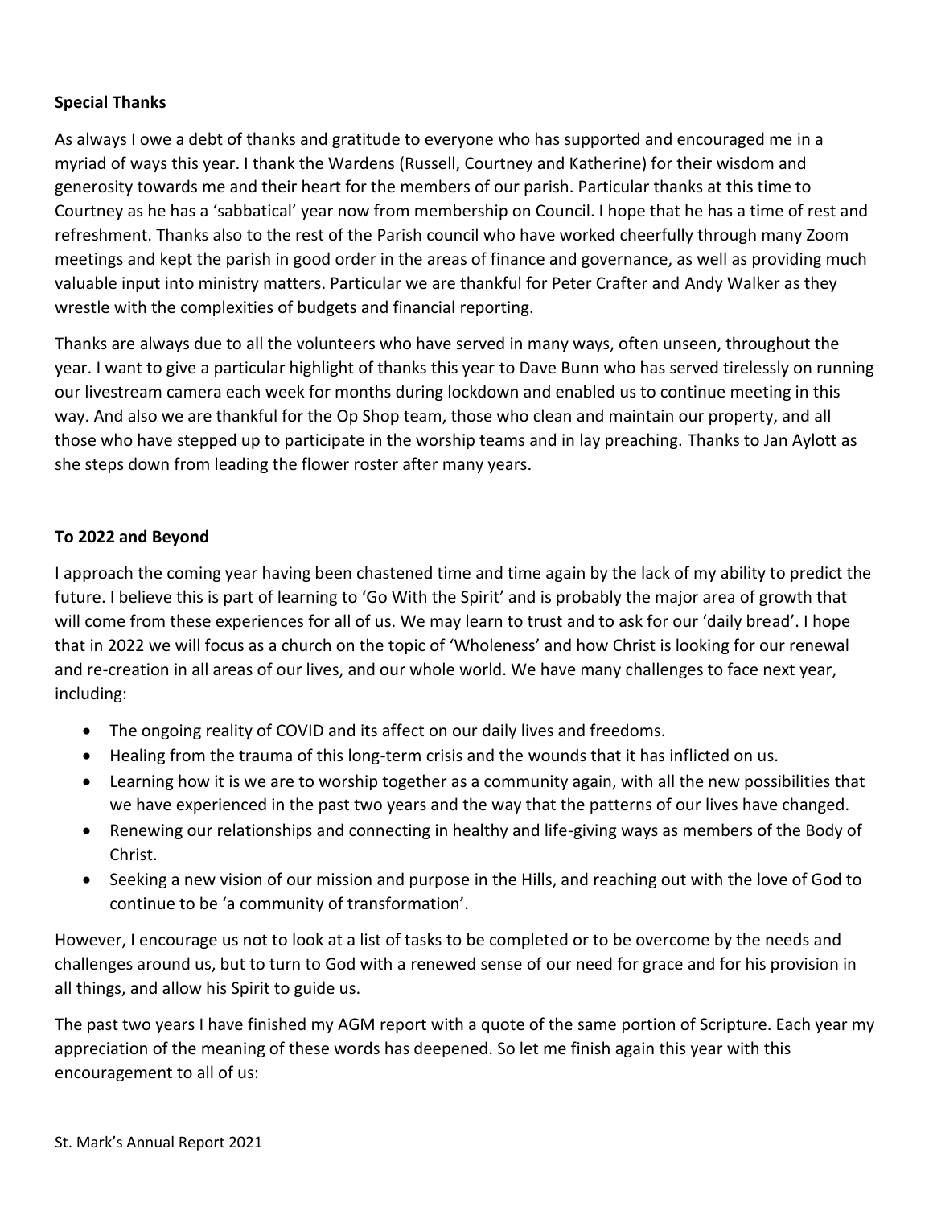**Special Thanks**

As always I owe a debt of thanks and gratitude to everyone who has supported and encouraged me in a myriad of ways this year. I thank the Wardens (Russell, Courtney and Katherine) for their wisdom and generosity towards me and their heart for the members of our parish. Particular thanks at this time to Courtney as he has a 'sabbatical' year now from membership on Council. I hope that he has a time of rest and refreshment. Thanks also to the rest of the Parish council who have worked cheerfully through many Zoom meetings and kept the parish in good order in the areas of finance and governance, as well as providing much valuable input into ministry matters. Particular we are thankful for Peter Crafter and Andy Walker as they wrestle with the complexities of budgets and financial reporting.

Thanks are always due to all the volunteers who have served in many ways, often unseen, throughout the year. I want to give a particular highlight of thanks this year to Dave Bunn who has served tirelessly on running our livestream camera each week for months during lockdown and enabled us to continue meeting in this way. And also we are thankful for the Op Shop team, those who clean and maintain our property, and all those who have stepped up to participate in the worship teams and in lay preaching. Thanks to Jan Aylott as she steps down from leading the flower roster after many years.

**To 2022 and Beyond**

I approach the coming year having been chastened time and time again by the lack of my ability to predict the future. I believe this is part of learning to 'Go With the Spirit' and is probably the major area of growth that will come from these experiences for all of us. We may learn to trust and to ask for our 'daily bread'. I hope that in 2022 we will focus as a church on the topic of 'Wholeness' and how Christ is looking for our renewal and re-creation in all areas of our lives, and our whole world. We have many challenges to face next year, including:

- The ongoing reality of COVID and its affect on our daily lives and freedoms.
- Healing from the trauma of this long-term crisis and the wounds that it has inflicted on us.
- Learning how it is we are to worship together as a community again, with all the new possibilities that we have experienced in the past two years and the way that the patterns of our lives have changed.
- Renewing our relationships and connecting in healthy and life-giving ways as members of the Body of Christ.
- Seeking a new vision of our mission and purpose in the Hills, and reaching out with the love of God to continue to be 'a community of transformation'.

However, I encourage us not to look at a list of tasks to be completed or to be overcome by the needs and challenges around us, but to turn to God with a renewed sense of our need for grace and for his provision in all things, and allow his Spirit to guide us.

The past two years I have finished my AGM report with a quote of the same portion of Scripture. Each year my appreciation of the meaning of these words has deepened. So let me finish again this year with this encouragement to all of us: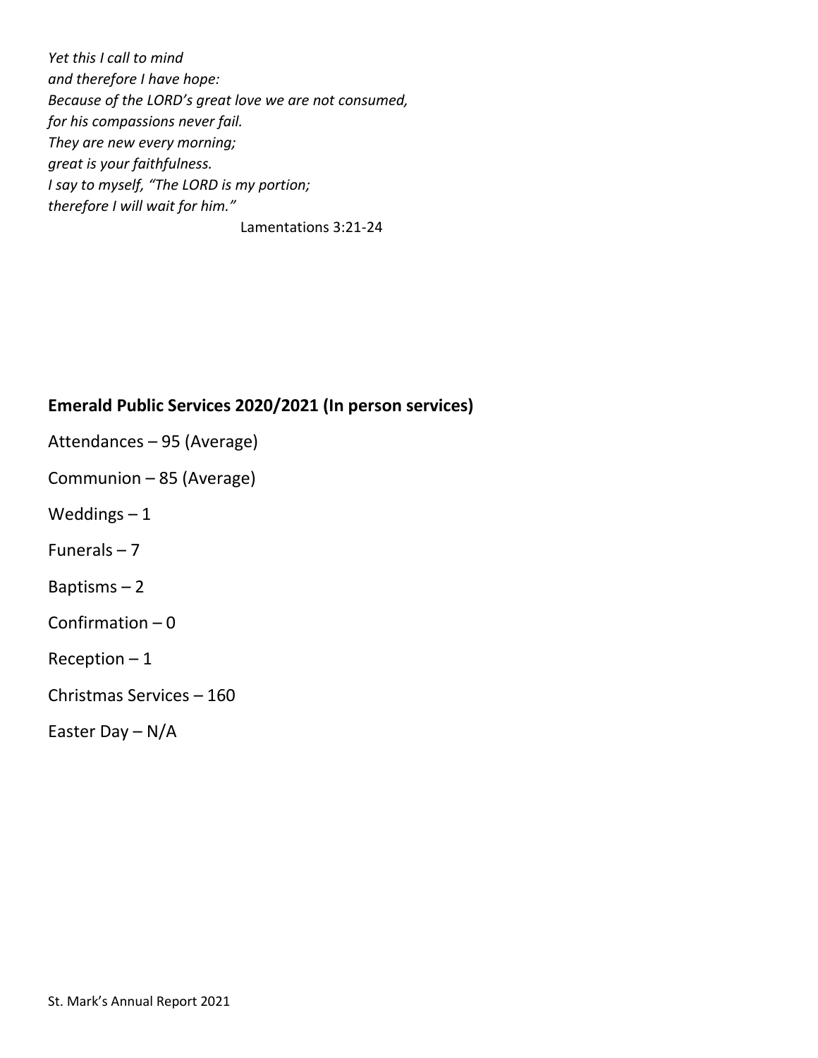*Yet this I call to mind*
*and therefore I have hope:*
*Because of the LORD's great love we are not consumed,*
*for his compassions never fail.*
*They are new every morning;*
*great is your faithfulness.*
*I say to myself, "The LORD is my portion;*
*therefore I will wait for him."*

Lamentations 3:21-24

## Emerald Public Services 2020/2021 (In person services)

Attendances – 95 (Average)

Communion – 85 (Average)

Weddings – 1

Funerals – 7

Baptisms – 2

Confirmation – 0

Reception – 1

Christmas Services – 160

Easter Day – N/A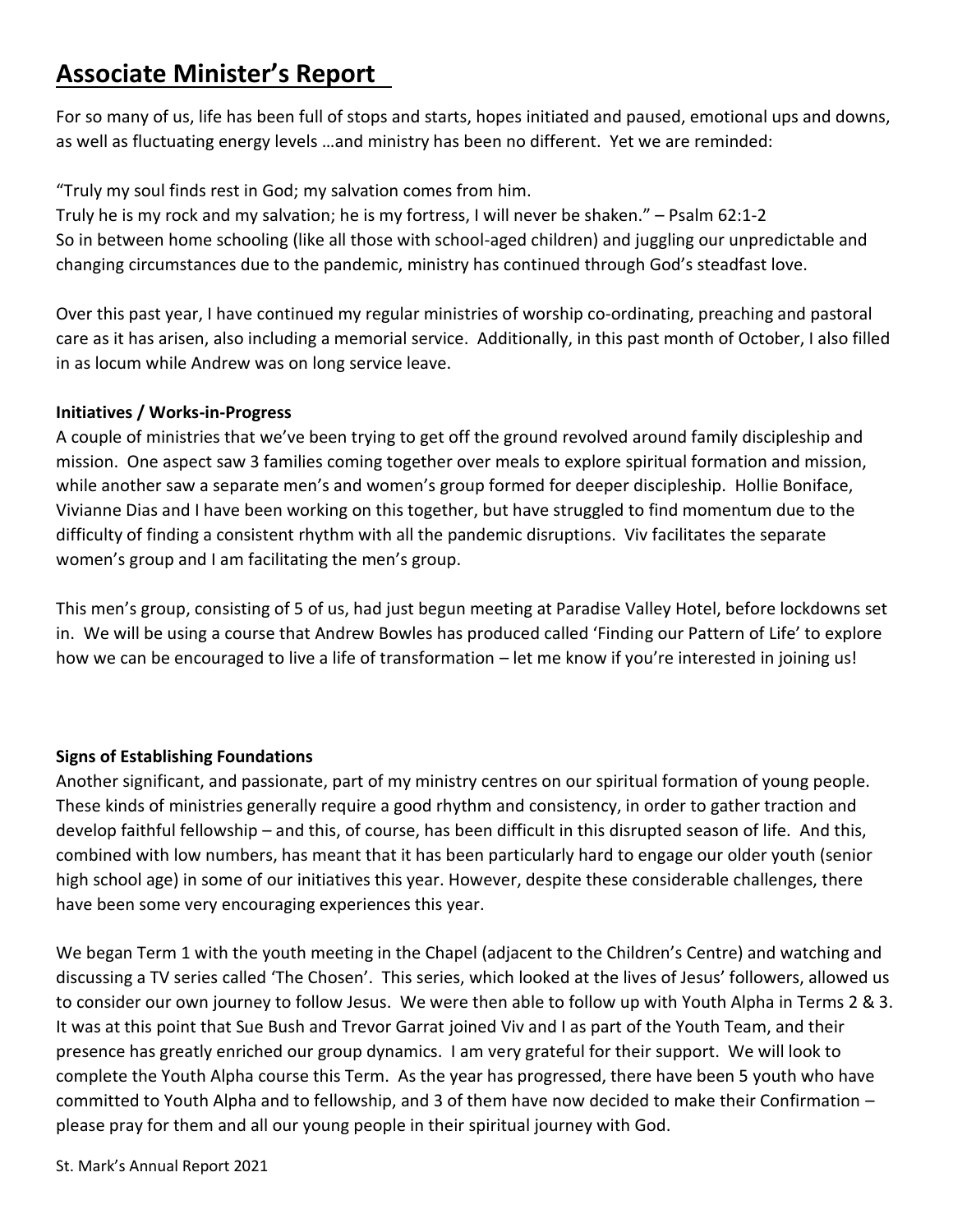# Associate Minister's Report

For so many of us, life has been full of stops and starts, hopes initiated and paused, emotional ups and downs, as well as fluctuating energy levels …and ministry has been no different. Yet we are reminded:

"Truly my soul finds rest in God; my salvation comes from him.
Truly he is my rock and my salvation; he is my fortress, I will never be shaken." – Psalm 62:1-2
So in between home schooling (like all those with school-aged children) and juggling our unpredictable and changing circumstances due to the pandemic, ministry has continued through God's steadfast love.

Over this past year, I have continued my regular ministries of worship co-ordinating, preaching and pastoral care as it has arisen, also including a memorial service. Additionally, in this past month of October, I also filled in as locum while Andrew was on long service leave.

**Initiatives / Works-in-Progress**

A couple of ministries that we've been trying to get off the ground revolved around family discipleship and mission. One aspect saw 3 families coming together over meals to explore spiritual formation and mission, while another saw a separate men's and women's group formed for deeper discipleship. Hollie Boniface, Vivianne Dias and I have been working on this together, but have struggled to find momentum due to the difficulty of finding a consistent rhythm with all the pandemic disruptions. Viv facilitates the separate women's group and I am facilitating the men's group.

This men's group, consisting of 5 of us, had just begun meeting at Paradise Valley Hotel, before lockdowns set in. We will be using a course that Andrew Bowles has produced called 'Finding our Pattern of Life' to explore how we can be encouraged to live a life of transformation – let me know if you're interested in joining us!

**Signs of Establishing Foundations**

Another significant, and passionate, part of my ministry centres on our spiritual formation of young people. These kinds of ministries generally require a good rhythm and consistency, in order to gather traction and develop faithful fellowship – and this, of course, has been difficult in this disrupted season of life. And this, combined with low numbers, has meant that it has been particularly hard to engage our older youth (senior high school age) in some of our initiatives this year. However, despite these considerable challenges, there have been some very encouraging experiences this year.

We began Term 1 with the youth meeting in the Chapel (adjacent to the Children's Centre) and watching and discussing a TV series called 'The Chosen'. This series, which looked at the lives of Jesus' followers, allowed us to consider our own journey to follow Jesus. We were then able to follow up with Youth Alpha in Terms 2 & 3. It was at this point that Sue Bush and Trevor Garrat joined Viv and I as part of the Youth Team, and their presence has greatly enriched our group dynamics. I am very grateful for their support. We will look to complete the Youth Alpha course this Term. As the year has progressed, there have been 5 youth who have committed to Youth Alpha and to fellowship, and 3 of them have now decided to make their Confirmation – please pray for them and all our young people in their spiritual journey with God.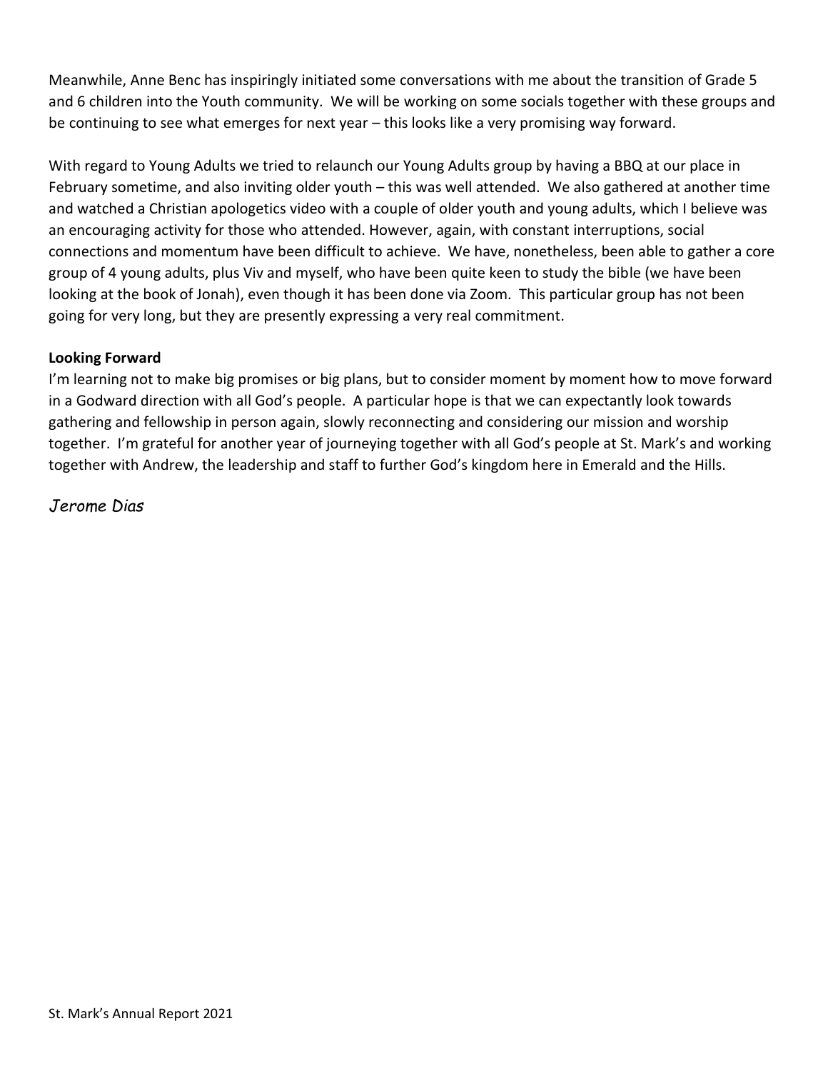Meanwhile, Anne Benc has inspiringly initiated some conversations with me about the transition of Grade 5 and 6 children into the Youth community. We will be working on some socials together with these groups and be continuing to see what emerges for next year – this looks like a very promising way forward.

With regard to Young Adults we tried to relaunch our Young Adults group by having a BBQ at our place in February sometime, and also inviting older youth – this was well attended. We also gathered at another time and watched a Christian apologetics video with a couple of older youth and young adults, which I believe was an encouraging activity for those who attended. However, again, with constant interruptions, social connections and momentum have been difficult to achieve. We have, nonetheless, been able to gather a core group of 4 young adults, plus Viv and myself, who have been quite keen to study the bible (we have been looking at the book of Jonah), even though it has been done via Zoom. This particular group has not been going for very long, but they are presently expressing a very real commitment.

**Looking Forward**

I'm learning not to make big promises or big plans, but to consider moment by moment how to move forward in a Godward direction with all God's people. A particular hope is that we can expectantly look towards gathering and fellowship in person again, slowly reconnecting and considering our mission and worship together. I'm grateful for another year of journeying together with all God's people at St. Mark's and working together with Andrew, the leadership and staff to further God's kingdom here in Emerald and the Hills.

*Jerome Dias*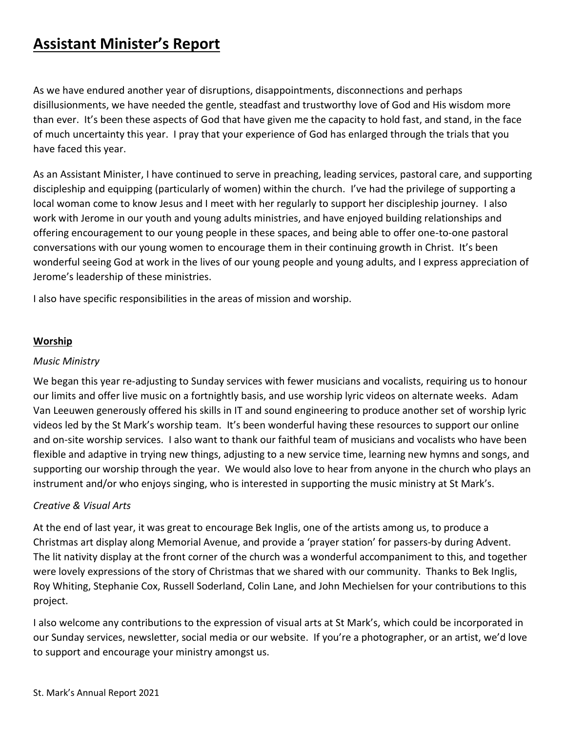# Assistant Minister's Report

As we have endured another year of disruptions, disappointments, disconnections and perhaps disillusionments, we have needed the gentle, steadfast and trustworthy love of God and His wisdom more than ever. It's been these aspects of God that have given me the capacity to hold fast, and stand, in the face of much uncertainty this year. I pray that your experience of God has enlarged through the trials that you have faced this year.

As an Assistant Minister, I have continued to serve in preaching, leading services, pastoral care, and supporting discipleship and equipping (particularly of women) within the church. I've had the privilege of supporting a local woman come to know Jesus and I meet with her regularly to support her discipleship journey. I also work with Jerome in our youth and young adults ministries, and have enjoyed building relationships and offering encouragement to our young people in these spaces, and being able to offer one-to-one pastoral conversations with our young women to encourage them in their continuing growth in Christ. It's been wonderful seeing God at work in the lives of our young people and young adults, and I express appreciation of Jerome's leadership of these ministries.

I also have specific responsibilities in the areas of mission and worship.

## Worship

*Music Ministry*

We began this year re-adjusting to Sunday services with fewer musicians and vocalists, requiring us to honour our limits and offer live music on a fortnightly basis, and use worship lyric videos on alternate weeks. Adam Van Leeuwen generously offered his skills in IT and sound engineering to produce another set of worship lyric videos led by the St Mark's worship team. It's been wonderful having these resources to support our online and on-site worship services. I also want to thank our faithful team of musicians and vocalists who have been flexible and adaptive in trying new things, adjusting to a new service time, learning new hymns and songs, and supporting our worship through the year. We would also love to hear from anyone in the church who plays an instrument and/or who enjoys singing, who is interested in supporting the music ministry at St Mark's.

*Creative & Visual Arts*

At the end of last year, it was great to encourage Bek Inglis, one of the artists among us, to produce a Christmas art display along Memorial Avenue, and provide a 'prayer station' for passers-by during Advent. The lit nativity display at the front corner of the church was a wonderful accompaniment to this, and together were lovely expressions of the story of Christmas that we shared with our community. Thanks to Bek Inglis, Roy Whiting, Stephanie Cox, Russell Soderland, Colin Lane, and John Mechielsen for your contributions to this project.

I also welcome any contributions to the expression of visual arts at St Mark's, which could be incorporated in our Sunday services, newsletter, social media or our website. If you're a photographer, or an artist, we'd love to support and encourage your ministry amongst us.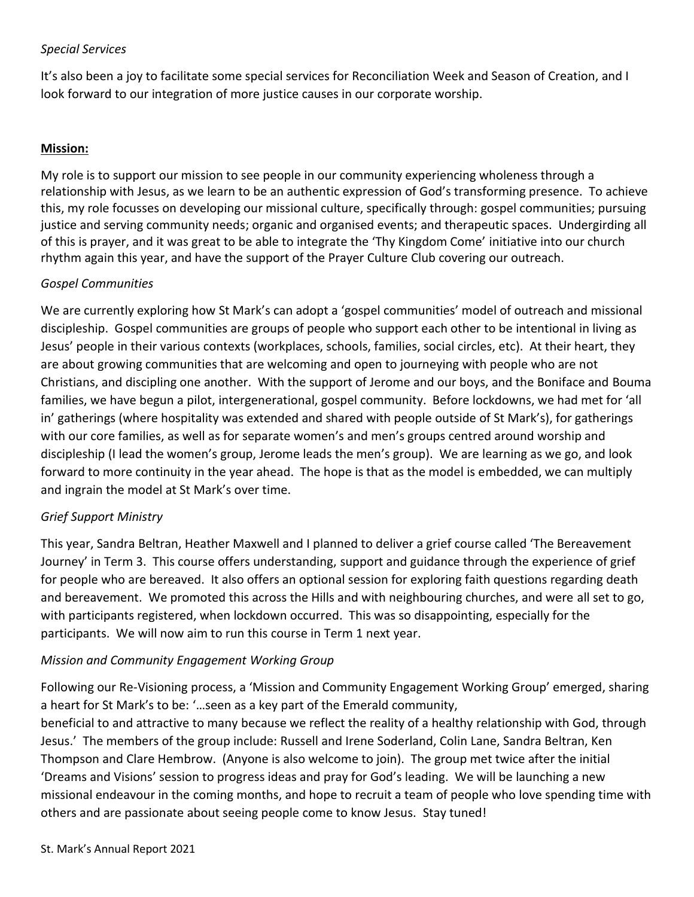*Special Services*

It's also been a joy to facilitate some special services for Reconciliation Week and Season of Creation, and I look forward to our integration of more justice causes in our corporate worship.

**Mission:**

My role is to support our mission to see people in our community experiencing wholeness through a relationship with Jesus, as we learn to be an authentic expression of God's transforming presence. To achieve this, my role focusses on developing our missional culture, specifically through: gospel communities; pursuing justice and serving community needs; organic and organised events; and therapeutic spaces. Undergirding all of this is prayer, and it was great to be able to integrate the 'Thy Kingdom Come' initiative into our church rhythm again this year, and have the support of the Prayer Culture Club covering our outreach.

*Gospel Communities*

We are currently exploring how St Mark's can adopt a 'gospel communities' model of outreach and missional discipleship. Gospel communities are groups of people who support each other to be intentional in living as Jesus' people in their various contexts (workplaces, schools, families, social circles, etc). At their heart, they are about growing communities that are welcoming and open to journeying with people who are not Christians, and discipling one another. With the support of Jerome and our boys, and the Boniface and Bouma families, we have begun a pilot, intergenerational, gospel community. Before lockdowns, we had met for 'all in' gatherings (where hospitality was extended and shared with people outside of St Mark's), for gatherings with our core families, as well as for separate women's and men's groups centred around worship and discipleship (I lead the women's group, Jerome leads the men's group). We are learning as we go, and look forward to more continuity in the year ahead. The hope is that as the model is embedded, we can multiply and ingrain the model at St Mark's over time.

*Grief Support Ministry*

This year, Sandra Beltran, Heather Maxwell and I planned to deliver a grief course called 'The Bereavement Journey' in Term 3. This course offers understanding, support and guidance through the experience of grief for people who are bereaved. It also offers an optional session for exploring faith questions regarding death and bereavement. We promoted this across the Hills and with neighbouring churches, and were all set to go, with participants registered, when lockdown occurred. This was so disappointing, especially for the participants. We will now aim to run this course in Term 1 next year.

*Mission and Community Engagement Working Group*

Following our Re-Visioning process, a 'Mission and Community Engagement Working Group' emerged, sharing a heart for St Mark's to be: '…seen as a key part of the Emerald community, beneficial to and attractive to many because we reflect the reality of a healthy relationship with God, through Jesus.' The members of the group include: Russell and Irene Soderland, Colin Lane, Sandra Beltran, Ken Thompson and Clare Hembrow. (Anyone is also welcome to join). The group met twice after the initial 'Dreams and Visions' session to progress ideas and pray for God's leading. We will be launching a new missional endeavour in the coming months, and hope to recruit a team of people who love spending time with others and are passionate about seeing people come to know Jesus. Stay tuned!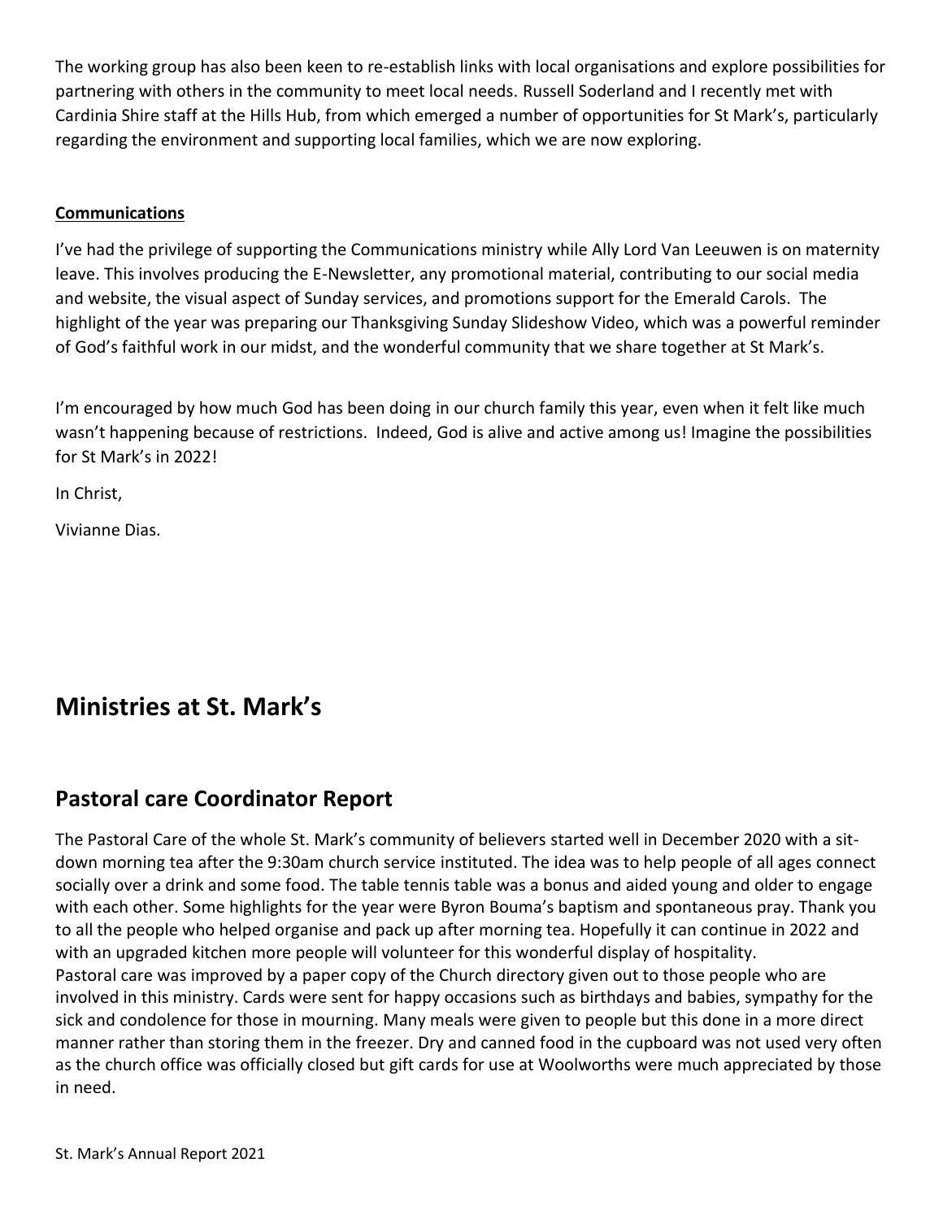The working group has also been keen to re-establish links with local organisations and explore possibilities for partnering with others in the community to meet local needs. Russell Soderland and I recently met with Cardinia Shire staff at the Hills Hub, from which emerged a number of opportunities for St Mark's, particularly regarding the environment and supporting local families, which we are now exploring.

**Communications**

I've had the privilege of supporting the Communications ministry while Ally Lord Van Leeuwen is on maternity leave. This involves producing the E-Newsletter, any promotional material, contributing to our social media and website, the visual aspect of Sunday services, and promotions support for the Emerald Carols. The highlight of the year was preparing our Thanksgiving Sunday Slideshow Video, which was a powerful reminder of God's faithful work in our midst, and the wonderful community that we share together at St Mark's.

I'm encouraged by how much God has been doing in our church family this year, even when it felt like much wasn't happening because of restrictions. Indeed, God is alive and active among us! Imagine the possibilities for St Mark's in 2022!

In Christ,

Vivianne Dias.

# Ministries at St. Mark's

## Pastoral care Coordinator Report

The Pastoral Care of the whole St. Mark's community of believers started well in December 2020 with a sit-down morning tea after the 9:30am church service instituted. The idea was to help people of all ages connect socially over a drink and some food. The table tennis table was a bonus and aided young and older to engage with each other. Some highlights for the year were Byron Bouma's baptism and spontaneous pray. Thank you to all the people who helped organise and pack up after morning tea. Hopefully it can continue in 2022 and with an upgraded kitchen more people will volunteer for this wonderful display of hospitality.
Pastoral care was improved by a paper copy of the Church directory given out to those people who are involved in this ministry. Cards were sent for happy occasions such as birthdays and babies, sympathy for the sick and condolence for those in mourning. Many meals were given to people but this done in a more direct manner rather than storing them in the freezer. Dry and canned food in the cupboard was not used very often as the church office was officially closed but gift cards for use at Woolworths were much appreciated by those in need.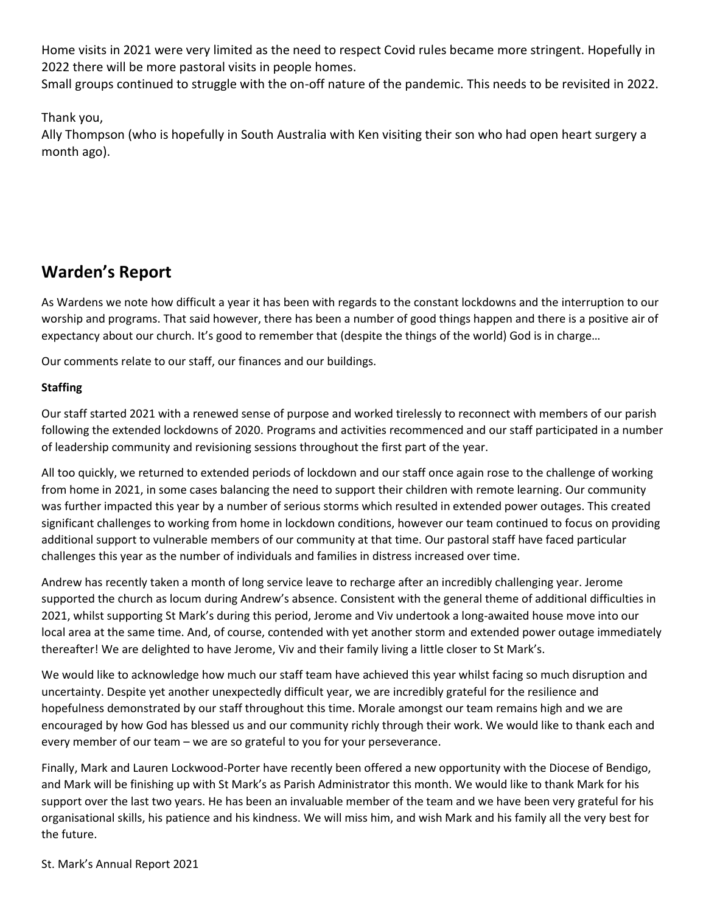Home visits in 2021 were very limited as the need to respect Covid rules became more stringent. Hopefully in 2022 there will be more pastoral visits in people homes.
Small groups continued to struggle with the on-off nature of the pandemic. This needs to be revisited in 2022.

Thank you,
Ally Thompson (who is hopefully in South Australia with Ken visiting their son who had open heart surgery a month ago).

## Warden's Report

As Wardens we note how difficult a year it has been with regards to the constant lockdowns and the interruption to our worship and programs. That said however, there has been a number of good things happen and there is a positive air of expectancy about our church. It's good to remember that (despite the things of the world) God is in charge…

Our comments relate to our staff, our finances and our buildings.

**Staffing**

Our staff started 2021 with a renewed sense of purpose and worked tirelessly to reconnect with members of our parish following the extended lockdowns of 2020. Programs and activities recommenced and our staff participated in a number of leadership community and revisioning sessions throughout the first part of the year.

All too quickly, we returned to extended periods of lockdown and our staff once again rose to the challenge of working from home in 2021, in some cases balancing the need to support their children with remote learning. Our community was further impacted this year by a number of serious storms which resulted in extended power outages. This created significant challenges to working from home in lockdown conditions, however our team continued to focus on providing additional support to vulnerable members of our community at that time. Our pastoral staff have faced particular challenges this year as the number of individuals and families in distress increased over time.

Andrew has recently taken a month of long service leave to recharge after an incredibly challenging year. Jerome supported the church as locum during Andrew's absence. Consistent with the general theme of additional difficulties in 2021, whilst supporting St Mark's during this period, Jerome and Viv undertook a long-awaited house move into our local area at the same time. And, of course, contended with yet another storm and extended power outage immediately thereafter! We are delighted to have Jerome, Viv and their family living a little closer to St Mark's.

We would like to acknowledge how much our staff team have achieved this year whilst facing so much disruption and uncertainty. Despite yet another unexpectedly difficult year, we are incredibly grateful for the resilience and hopefulness demonstrated by our staff throughout this time. Morale amongst our team remains high and we are encouraged by how God has blessed us and our community richly through their work. We would like to thank each and every member of our team – we are so grateful to you for your perseverance.

Finally, Mark and Lauren Lockwood-Porter have recently been offered a new opportunity with the Diocese of Bendigo, and Mark will be finishing up with St Mark's as Parish Administrator this month. We would like to thank Mark for his support over the last two years. He has been an invaluable member of the team and we have been very grateful for his organisational skills, his patience and his kindness. We will miss him, and wish Mark and his family all the very best for the future.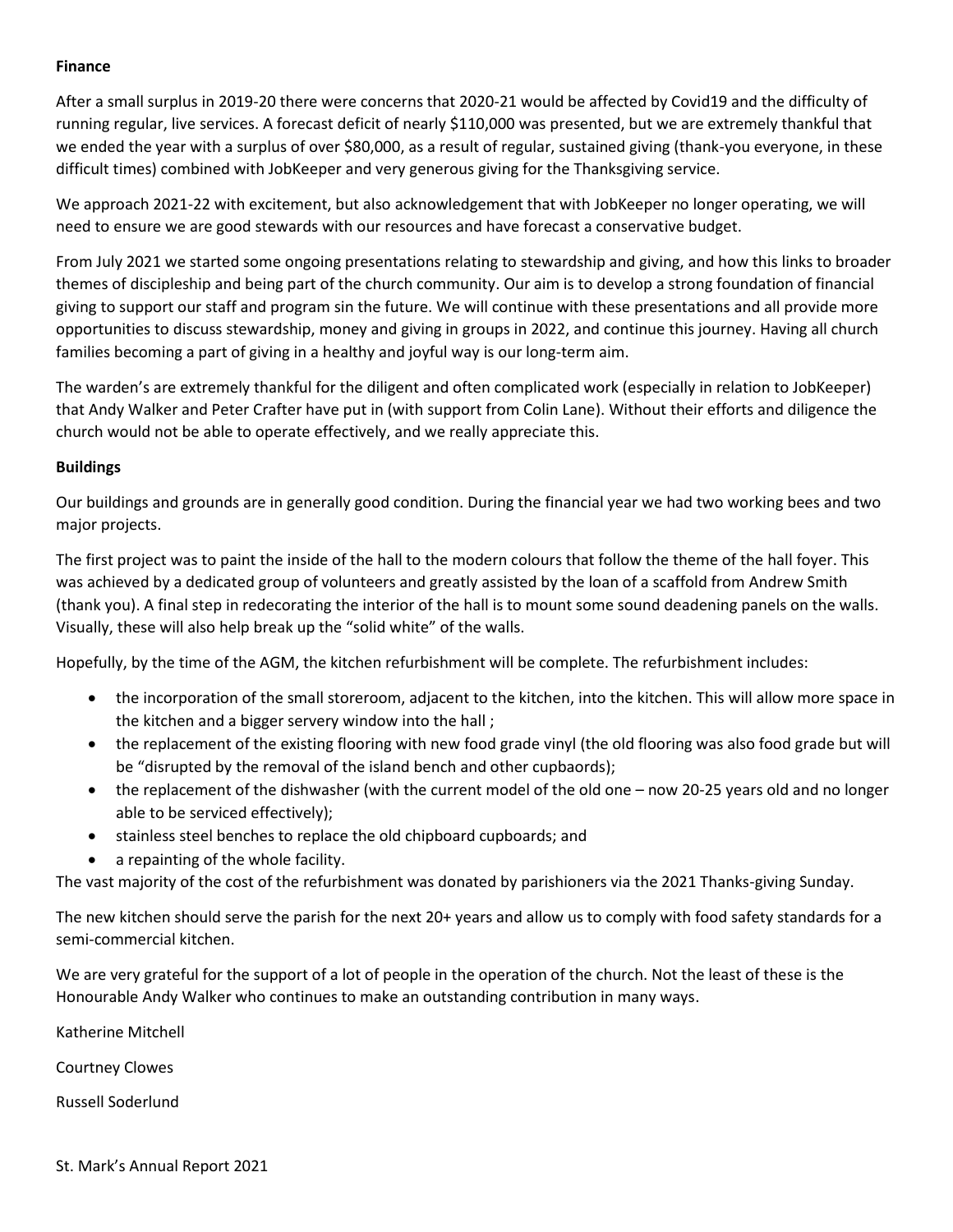**Finance**

After a small surplus in 2019-20 there were concerns that 2020-21 would be affected by Covid19 and the difficulty of running regular, live services. A forecast deficit of nearly $110,000 was presented, but we are extremely thankful that we ended the year with a surplus of over $80,000, as a result of regular, sustained giving (thank-you everyone, in these difficult times) combined with JobKeeper and very generous giving for the Thanksgiving service.

We approach 2021-22 with excitement, but also acknowledgement that with JobKeeper no longer operating, we will need to ensure we are good stewards with our resources and have forecast a conservative budget.

From July 2021 we started some ongoing presentations relating to stewardship and giving, and how this links to broader themes of discipleship and being part of the church community. Our aim is to develop a strong foundation of financial giving to support our staff and program sin the future. We will continue with these presentations and all provide more opportunities to discuss stewardship, money and giving in groups in 2022, and continue this journey. Having all church families becoming a part of giving in a healthy and joyful way is our long-term aim.

The warden's are extremely thankful for the diligent and often complicated work (especially in relation to JobKeeper) that Andy Walker and Peter Crafter have put in (with support from Colin Lane). Without their efforts and diligence the church would not be able to operate effectively, and we really appreciate this.

**Buildings**

Our buildings and grounds are in generally good condition. During the financial year we had two working bees and two major projects.

The first project was to paint the inside of the hall to the modern colours that follow the theme of the hall foyer. This was achieved by a dedicated group of volunteers and greatly assisted by the loan of a scaffold from Andrew Smith (thank you). A final step in redecorating the interior of the hall is to mount some sound deadening panels on the walls. Visually, these will also help break up the "solid white" of the walls.

Hopefully, by the time of the AGM, the kitchen refurbishment will be complete. The refurbishment includes:

- the incorporation of the small storeroom, adjacent to the kitchen, into the kitchen. This will allow more space in the kitchen and a bigger servery window into the hall ;
- the replacement of the existing flooring with new food grade vinyl (the old flooring was also food grade but will be "disrupted by the removal of the island bench and other cupbaords);
- the replacement of the dishwasher (with the current model of the old one – now 20-25 years old and no longer able to be serviced effectively);
- stainless steel benches to replace the old chipboard cupboards; and
- a repainting of the whole facility.

The vast majority of the cost of the refurbishment was donated by parishioners via the 2021 Thanks-giving Sunday.

The new kitchen should serve the parish for the next 20+ years and allow us to comply with food safety standards for a semi-commercial kitchen.

We are very grateful for the support of a lot of people in the operation of the church. Not the least of these is the Honourable Andy Walker who continues to make an outstanding contribution in many ways.

Katherine Mitchell

Courtney Clowes

Russell Soderlund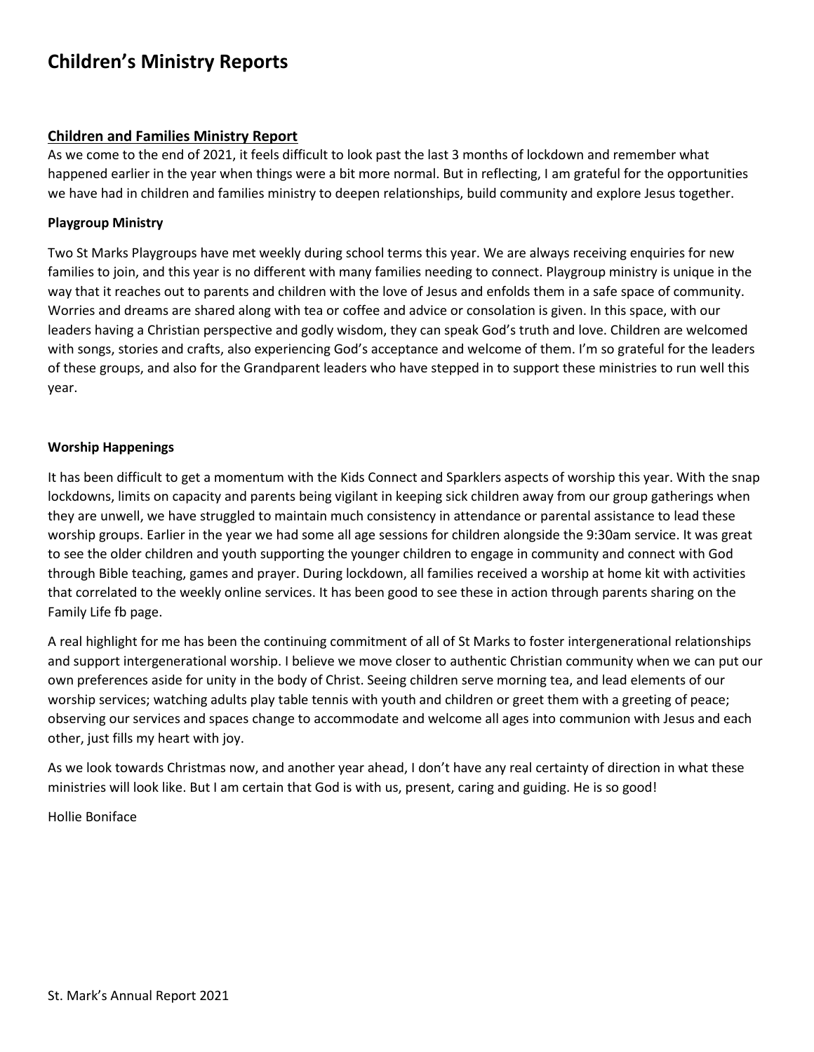# Children's Ministry Reports

## Children and Families Ministry Report

As we come to the end of 2021, it feels difficult to look past the last 3 months of lockdown and remember what happened earlier in the year when things were a bit more normal. But in reflecting, I am grateful for the opportunities we have had in children and families ministry to deepen relationships, build community and explore Jesus together.

**Playgroup Ministry**

Two St Marks Playgroups have met weekly during school terms this year. We are always receiving enquiries for new families to join, and this year is no different with many families needing to connect. Playgroup ministry is unique in the way that it reaches out to parents and children with the love of Jesus and enfolds them in a safe space of community. Worries and dreams are shared along with tea or coffee and advice or consolation is given. In this space, with our leaders having a Christian perspective and godly wisdom, they can speak God's truth and love. Children are welcomed with songs, stories and crafts, also experiencing God's acceptance and welcome of them. I'm so grateful for the leaders of these groups, and also for the Grandparent leaders who have stepped in to support these ministries to run well this year.

**Worship Happenings**

It has been difficult to get a momentum with the Kids Connect and Sparklers aspects of worship this year. With the snap lockdowns, limits on capacity and parents being vigilant in keeping sick children away from our group gatherings when they are unwell, we have struggled to maintain much consistency in attendance or parental assistance to lead these worship groups. Earlier in the year we had some all age sessions for children alongside the 9:30am service. It was great to see the older children and youth supporting the younger children to engage in community and connect with God through Bible teaching, games and prayer. During lockdown, all families received a worship at home kit with activities that correlated to the weekly online services. It has been good to see these in action through parents sharing on the Family Life fb page.

A real highlight for me has been the continuing commitment of all of St Marks to foster intergenerational relationships and support intergenerational worship. I believe we move closer to authentic Christian community when we can put our own preferences aside for unity in the body of Christ. Seeing children serve morning tea, and lead elements of our worship services; watching adults play table tennis with youth and children or greet them with a greeting of peace; observing our services and spaces change to accommodate and welcome all ages into communion with Jesus and each other, just fills my heart with joy.

As we look towards Christmas now, and another year ahead, I don't have any real certainty of direction in what these ministries will look like. But I am certain that God is with us, present, caring and guiding. He is so good!

Hollie Boniface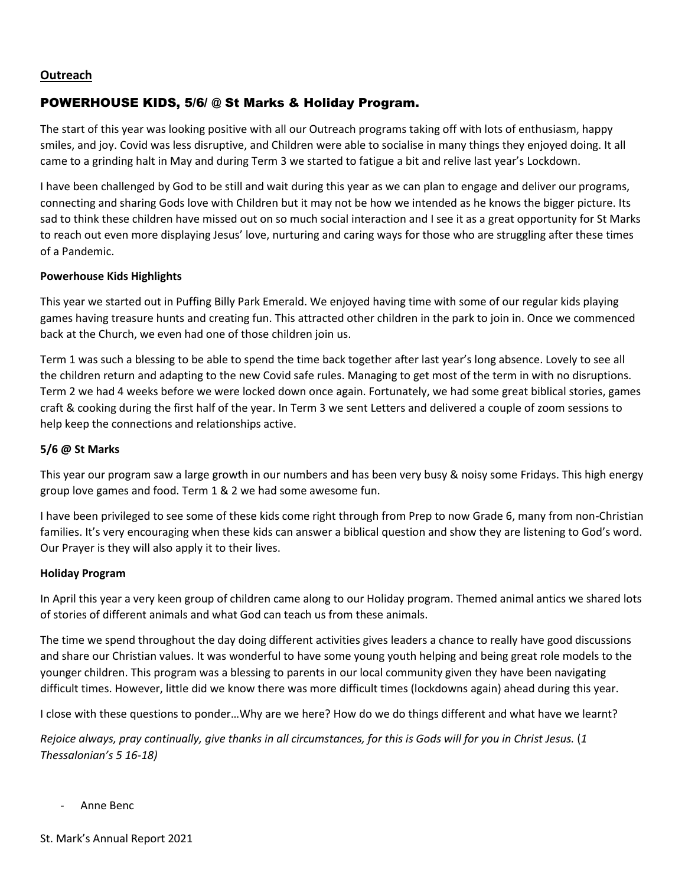## Outreach

## POWERHOUSE KIDS, 5/6/ @ St Marks & Holiday Program.

The start of this year was looking positive with all our Outreach programs taking off with lots of enthusiasm, happy smiles, and joy. Covid was less disruptive, and Children were able to socialise in many things they enjoyed doing. It all came to a grinding halt in May and during Term 3 we started to fatigue a bit and relive last year's Lockdown.

I have been challenged by God to be still and wait during this year as we can plan to engage and deliver our programs, connecting and sharing Gods love with Children but it may not be how we intended as he knows the bigger picture. Its sad to think these children have missed out on so much social interaction and I see it as a great opportunity for St Marks to reach out even more displaying Jesus' love, nurturing and caring ways for those who are struggling after these times of a Pandemic.

### Powerhouse Kids Highlights

This year we started out in Puffing Billy Park Emerald. We enjoyed having time with some of our regular kids playing games having treasure hunts and creating fun. This attracted other children in the park to join in. Once we commenced back at the Church, we even had one of those children join us.

Term 1 was such a blessing to be able to spend the time back together after last year's long absence. Lovely to see all the children return and adapting to the new Covid safe rules. Managing to get most of the term in with no disruptions. Term 2 we had 4 weeks before we were locked down once again. Fortunately, we had some great biblical stories, games craft & cooking during the first half of the year. In Term 3 we sent Letters and delivered a couple of zoom sessions to help keep the connections and relationships active.

### 5/6 @ St Marks

This year our program saw a large growth in our numbers and has been very busy & noisy some Fridays. This high energy group love games and food. Term 1 & 2 we had some awesome fun.

I have been privileged to see some of these kids come right through from Prep to now Grade 6, many from non-Christian families. It's very encouraging when these kids can answer a biblical question and show they are listening to God's word. Our Prayer is they will also apply it to their lives.

### Holiday Program

In April this year a very keen group of children came along to our Holiday program. Themed animal antics we shared lots of stories of different animals and what God can teach us from these animals.

The time we spend throughout the day doing different activities gives leaders a chance to really have good discussions and share our Christian values. It was wonderful to have some young youth helping and being great role models to the younger children. This program was a blessing to parents in our local community given they have been navigating difficult times. However, little did we know there was more difficult times (lockdowns again) ahead during this year.

I close with these questions to ponder…Why are we here? How do we do things different and what have we learnt?

*Rejoice always, pray continually, give thanks in all circumstances, for this is Gods will for you in Christ Jesus.* (*1 Thessalonian's 5 16-18)*

- Anne Benc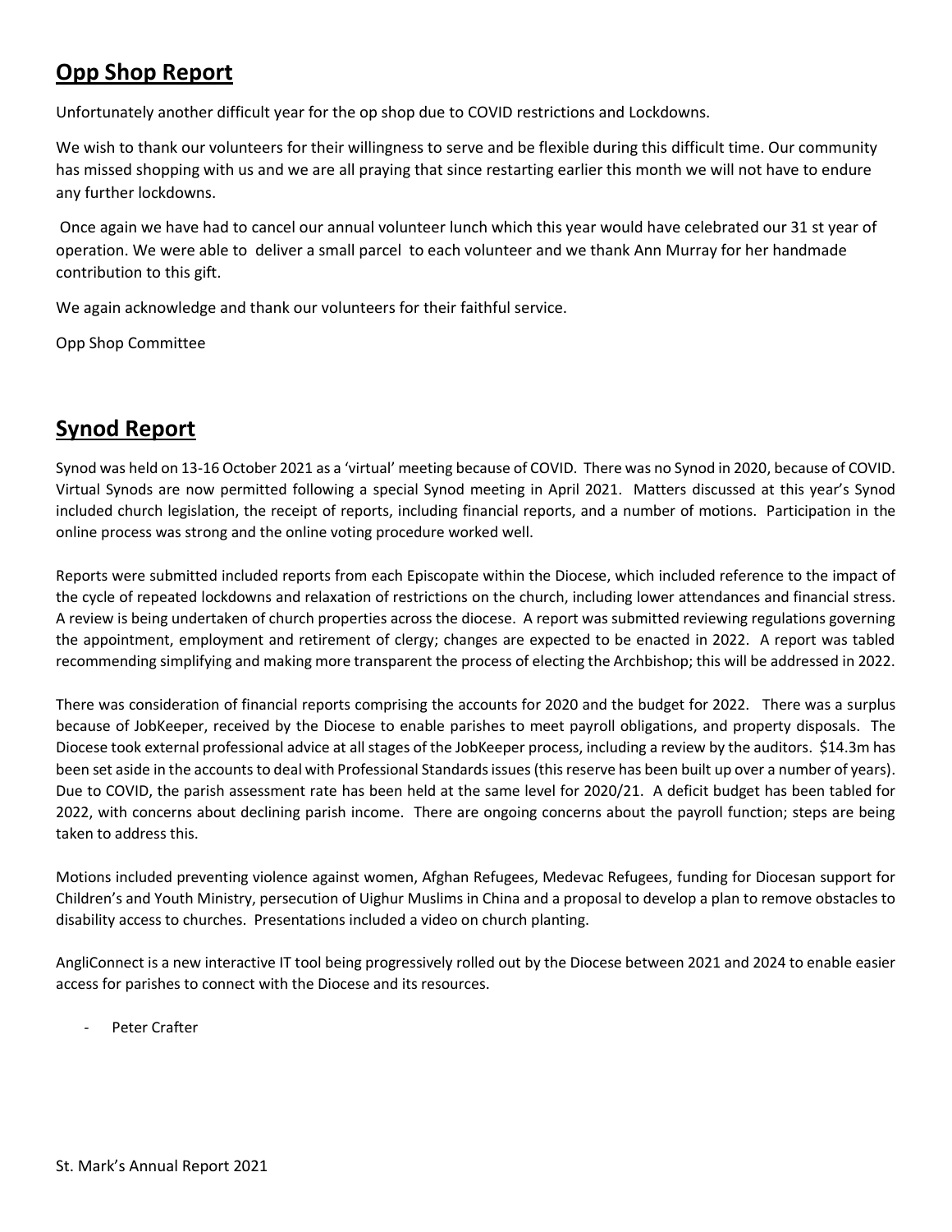## Opp Shop Report

Unfortunately another difficult year for the op shop due to COVID restrictions and Lockdowns.

We wish to thank our volunteers for their willingness to serve and be flexible during this difficult time. Our community has missed shopping with us and we are all praying that since restarting earlier this month we will not have to endure any further lockdowns.

Once again we have had to cancel our annual volunteer lunch which this year would have celebrated our 31 st year of operation. We were able to deliver a small parcel to each volunteer and we thank Ann Murray for her handmade contribution to this gift.

We again acknowledge and thank our volunteers for their faithful service.

Opp Shop Committee

## Synod Report

Synod was held on 13-16 October 2021 as a 'virtual' meeting because of COVID. There was no Synod in 2020, because of COVID. Virtual Synods are now permitted following a special Synod meeting in April 2021. Matters discussed at this year's Synod included church legislation, the receipt of reports, including financial reports, and a number of motions. Participation in the online process was strong and the online voting procedure worked well.

Reports were submitted included reports from each Episcopate within the Diocese, which included reference to the impact of the cycle of repeated lockdowns and relaxation of restrictions on the church, including lower attendances and financial stress. A review is being undertaken of church properties across the diocese. A report was submitted reviewing regulations governing the appointment, employment and retirement of clergy; changes are expected to be enacted in 2022. A report was tabled recommending simplifying and making more transparent the process of electing the Archbishop; this will be addressed in 2022.

There was consideration of financial reports comprising the accounts for 2020 and the budget for 2022. There was a surplus because of JobKeeper, received by the Diocese to enable parishes to meet payroll obligations, and property disposals. The Diocese took external professional advice at all stages of the JobKeeper process, including a review by the auditors. $14.3m has been set aside in the accounts to deal with Professional Standards issues (this reserve has been built up over a number of years). Due to COVID, the parish assessment rate has been held at the same level for 2020/21. A deficit budget has been tabled for 2022, with concerns about declining parish income. There are ongoing concerns about the payroll function; steps are being taken to address this.

Motions included preventing violence against women, Afghan Refugees, Medevac Refugees, funding for Diocesan support for Children's and Youth Ministry, persecution of Uighur Muslims in China and a proposal to develop a plan to remove obstacles to disability access to churches. Presentations included a video on church planting.

AngliConnect is a new interactive IT tool being progressively rolled out by the Diocese between 2021 and 2024 to enable easier access for parishes to connect with the Diocese and its resources.

- Peter Crafter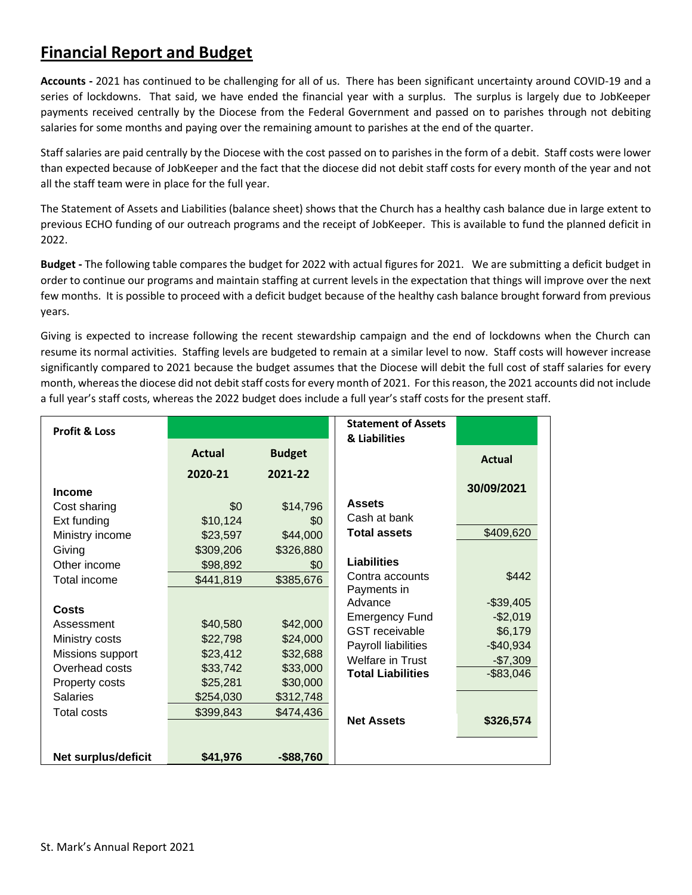# Financial Report and Budget

**Accounts -** 2021 has continued to be challenging for all of us. There has been significant uncertainty around COVID-19 and a series of lockdowns. That said, we have ended the financial year with a surplus. The surplus is largely due to JobKeeper payments received centrally by the Diocese from the Federal Government and passed on to parishes through not debiting salaries for some months and paying over the remaining amount to parishes at the end of the quarter.

Staff salaries are paid centrally by the Diocese with the cost passed on to parishes in the form of a debit. Staff costs were lower than expected because of JobKeeper and the fact that the diocese did not debit staff costs for every month of the year and not all the staff team were in place for the full year.

The Statement of Assets and Liabilities (balance sheet) shows that the Church has a healthy cash balance due in large extent to previous ECHO funding of our outreach programs and the receipt of JobKeeper. This is available to fund the planned deficit in 2022.

**Budget -** The following table compares the budget for 2022 with actual figures for 2021. We are submitting a deficit budget in order to continue our programs and maintain staffing at current levels in the expectation that things will improve over the next few months. It is possible to proceed with a deficit budget because of the healthy cash balance brought forward from previous years.

Giving is expected to increase following the recent stewardship campaign and the end of lockdowns when the Church can resume its normal activities. Staffing levels are budgeted to remain at a similar level to now. Staff costs will however increase significantly compared to 2021 because the budget assumes that the Diocese will debit the full cost of staff salaries for every month, whereas the diocese did not debit staff costs for every month of 2021. For this reason, the 2021 accounts did not include a full year's staff costs, whereas the 2022 budget does include a full year's staff costs for the present staff.

| **Profit & Loss** | **Actual 2020-21** | **Budget 2021-22** |
|---|---|---|
| **Income** | | |
| Cost sharing | $0 | $14,796 |
| Ext funding | $10,124 | $0 |
| Ministry income | $23,597 | $44,000 |
| Giving | $309,206 | $326,880 |
| Other income | $98,892 | $0 |
| Total income | $441,819 | $385,676 |
| **Costs** | | |
| Assessment | $40,580 | $42,000 |
| Ministry costs | $22,798 | $24,000 |
| Missions support | $23,412 | $32,688 |
| Overhead costs | $33,742 | $33,000 |
| Property costs | $25,281 | $30,000 |
| Salaries | $254,030 | $312,748 |
| Total costs | $399,843 | $474,436 |
| **Net surplus/deficit** | **$41,976** | **-$88,760** |

| **Statement of Assets & Liabilities** | **Actual 30/09/2021** |
|---|---|
| **Assets** | |
| Cash at bank | |
| **Total assets** | $409,620 |
| **Liabilities** | |
| Contra accounts | $442 |
| Payments in Advance | -$39,405 |
| Emergency Fund | -$2,019 |
| GST receivable | $6,179 |
| Payroll liabilities | -$40,934 |
| Welfare in Trust | -$7,309 |
| **Total Liabilities** | -$83,046 |
| **Net Assets** | **$326,574** |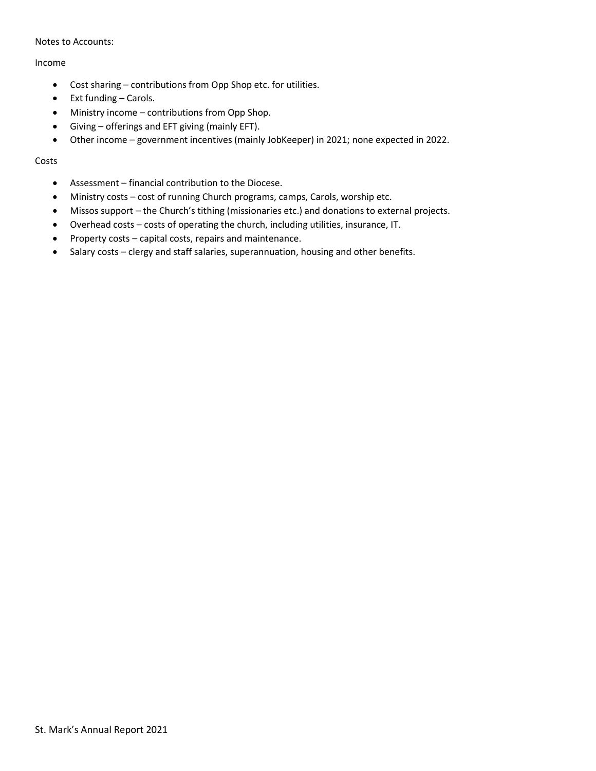Notes to Accounts:

Income

- Cost sharing – contributions from Opp Shop etc. for utilities.
- Ext funding – Carols.
- Ministry income – contributions from Opp Shop.
- Giving – offerings and EFT giving (mainly EFT).
- Other income – government incentives (mainly JobKeeper) in 2021; none expected in 2022.

Costs

- Assessment – financial contribution to the Diocese.
- Ministry costs – cost of running Church programs, camps, Carols, worship etc.
- Missos support – the Church's tithing (missionaries etc.) and donations to external projects.
- Overhead costs – costs of operating the church, including utilities, insurance, IT.
- Property costs – capital costs, repairs and maintenance.
- Salary costs – clergy and staff salaries, superannuation, housing and other benefits.